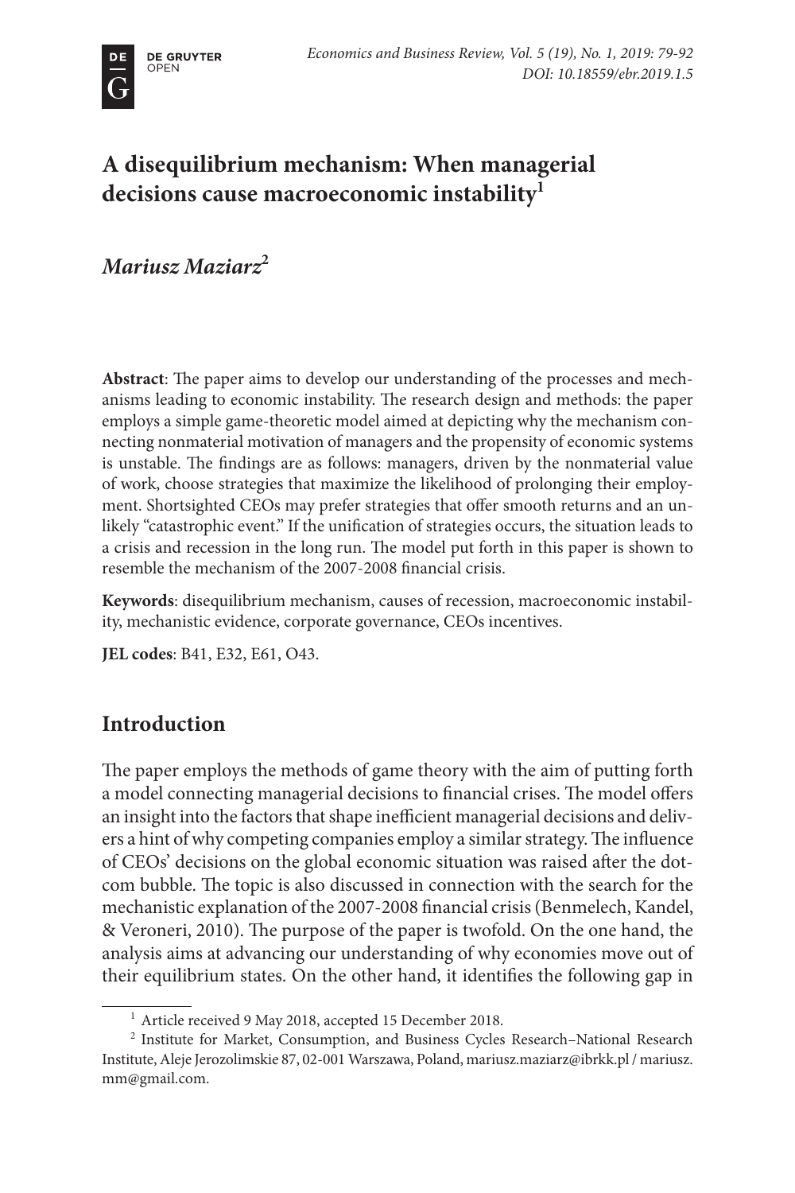# A disequilibrium mechanism: When managerial decisions cause macroeconomic instability[1]

***Mariusz Maziarz***[2]

**Abstract**: The paper aims to develop our understanding of the processes and mechanisms leading to economic instability. The research design and methods: the paper employs a simple game-theoretic model aimed at depicting why the mechanism connecting nonmaterial motivation of managers and the propensity of economic systems is unstable. The findings are as follows: managers, driven by the nonmaterial value of work, choose strategies that maximize the likelihood of prolonging their employment. Shortsighted CEOs may prefer strategies that offer smooth returns and an unlikely "catastrophic event." If the unification of strategies occurs, the situation leads to a crisis and recession in the long run. The model put forth in this paper is shown to resemble the mechanism of the 2007-2008 financial crisis.

**Keywords**: disequilibrium mechanism, causes of recession, macroeconomic instability, mechanistic evidence, corporate governance, CEOs incentives.

**JEL codes**: B41, E32, E61, O43.

## Introduction

The paper employs the methods of game theory with the aim of putting forth a model connecting managerial decisions to financial crises. The model offers an insight into the factors that shape inefficient managerial decisions and delivers a hint of why competing companies employ a similar strategy. The influence of CEOs' decisions on the global economic situation was raised after the dot-com bubble. The topic is also discussed in connection with the search for the mechanistic explanation of the 2007-2008 financial crisis (Benmelech, Kandel, & Veroneri, 2010). The purpose of the paper is twofold. On the one hand, the analysis aims at advancing our understanding of why economies move out of their equilibrium states. On the other hand, it identifies the following gap in

[1] Article received 9 May 2018, accepted 15 December 2018.

[2] Institute for Market, Consumption, and Business Cycles Research–National Research Institute, Aleje Jerozolimskie 87, 02-001 Warszawa, Poland, mariusz.maziarz@ibrkk.pl / mariusz.mm@gmail.com.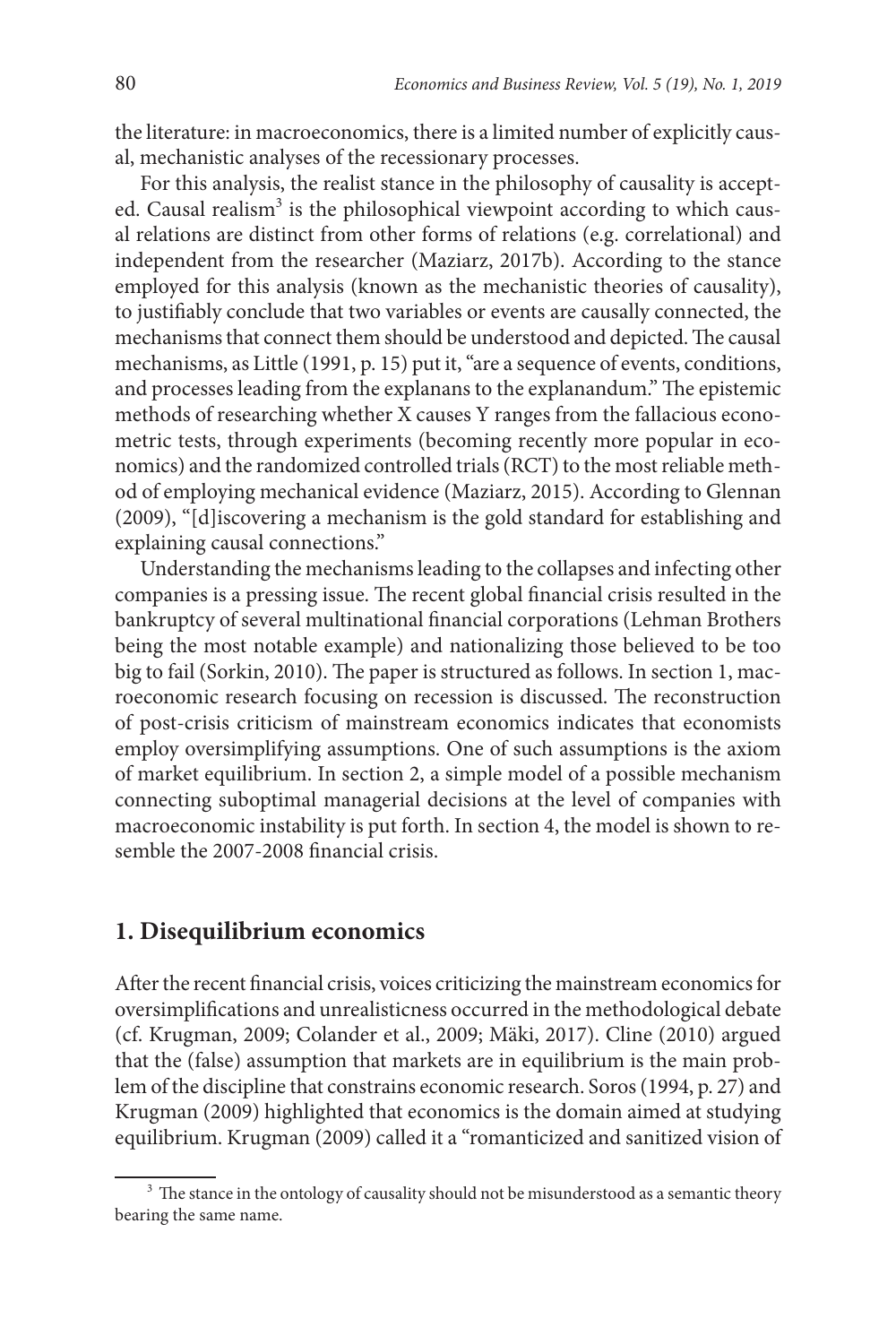the literature: in macroeconomics, there is a limited number of explicitly causal, mechanistic analyses of the recessionary processes.

For this analysis, the realist stance in the philosophy of causality is accepted. Causal realism[3] is the philosophical viewpoint according to which causal relations are distinct from other forms of relations (e.g. correlational) and independent from the researcher (Maziarz, 2017b). According to the stance employed for this analysis (known as the mechanistic theories of causality), to justifiably conclude that two variables or events are causally connected, the mechanisms that connect them should be understood and depicted. The causal mechanisms, as Little (1991, p. 15) put it, "are a sequence of events, conditions, and processes leading from the explanans to the explanandum." The epistemic methods of researching whether X causes Y ranges from the fallacious econometric tests, through experiments (becoming recently more popular in economics) and the randomized controlled trials (RCT) to the most reliable method of employing mechanical evidence (Maziarz, 2015). According to Glennan (2009), "[d]iscovering a mechanism is the gold standard for establishing and explaining causal connections."

Understanding the mechanisms leading to the collapses and infecting other companies is a pressing issue. The recent global financial crisis resulted in the bankruptcy of several multinational financial corporations (Lehman Brothers being the most notable example) and nationalizing those believed to be too big to fail (Sorkin, 2010). The paper is structured as follows. In section 1, macroeconomic research focusing on recession is discussed. The reconstruction of post-crisis criticism of mainstream economics indicates that economists employ oversimplifying assumptions. One of such assumptions is the axiom of market equilibrium. In section 2, a simple model of a possible mechanism connecting suboptimal managerial decisions at the level of companies with macroeconomic instability is put forth. In section 4, the model is shown to resemble the 2007-2008 financial crisis.

## 1. Disequilibrium economics

After the recent financial crisis, voices criticizing the mainstream economics for oversimplifications and unrealisticness occurred in the methodological debate (cf. Krugman, 2009; Colander et al., 2009; Mäki, 2017). Cline (2010) argued that the (false) assumption that markets are in equilibrium is the main problem of the discipline that constrains economic research. Soros (1994, p. 27) and Krugman (2009) highlighted that economics is the domain aimed at studying equilibrium. Krugman (2009) called it a "romanticized and sanitized vision of

---

[3] The stance in the ontology of causality should not be misunderstood as a semantic theory bearing the same name.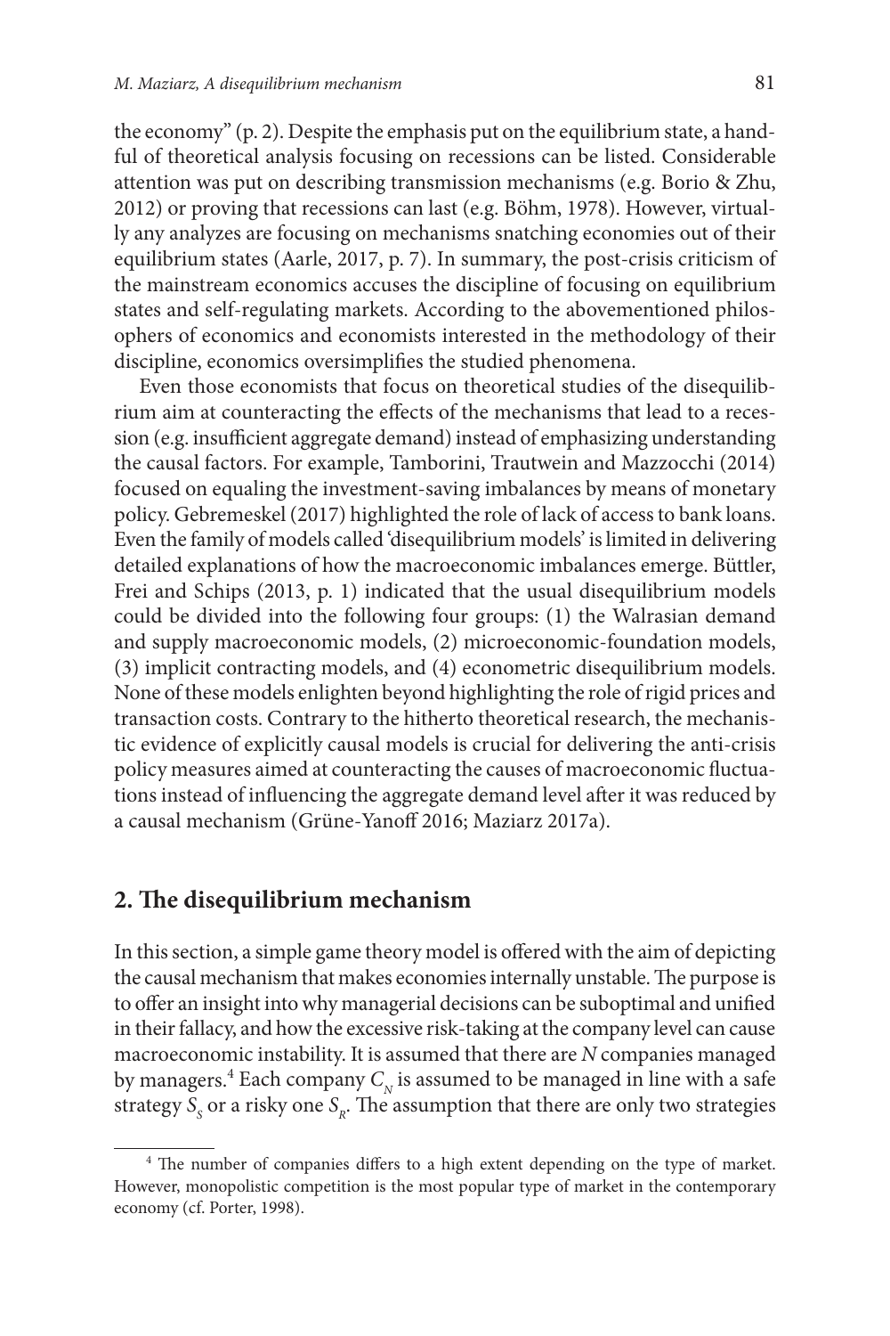the economy" (p. 2). Despite the emphasis put on the equilibrium state, a handful of theoretical analysis focusing on recessions can be listed. Considerable attention was put on describing transmission mechanisms (e.g. Borio & Zhu, 2012) or proving that recessions can last (e.g. Böhm, 1978). However, virtually any analyzes are focusing on mechanisms snatching economies out of their equilibrium states (Aarle, 2017, p. 7). In summary, the post-crisis criticism of the mainstream economics accuses the discipline of focusing on equilibrium states and self-regulating markets. According to the abovementioned philosophers of economics and economists interested in the methodology of their discipline, economics oversimplifies the studied phenomena.

Even those economists that focus on theoretical studies of the disequilibrium aim at counteracting the effects of the mechanisms that lead to a recession (e.g. insufficient aggregate demand) instead of emphasizing understanding the causal factors. For example, Tamborini, Trautwein and Mazzocchi (2014) focused on equaling the investment-saving imbalances by means of monetary policy. Gebremeskel (2017) highlighted the role of lack of access to bank loans. Even the family of models called 'disequilibrium models' is limited in delivering detailed explanations of how the macroeconomic imbalances emerge. Büttler, Frei and Schips (2013, p. 1) indicated that the usual disequilibrium models could be divided into the following four groups: (1) the Walrasian demand and supply macroeconomic models, (2) microeconomic-foundation models, (3) implicit contracting models, and (4) econometric disequilibrium models. None of these models enlighten beyond highlighting the role of rigid prices and transaction costs. Contrary to the hitherto theoretical research, the mechanistic evidence of explicitly causal models is crucial for delivering the anti-crisis policy measures aimed at counteracting the causes of macroeconomic fluctuations instead of influencing the aggregate demand level after it was reduced by a causal mechanism (Grüne-Yanoff 2016; Maziarz 2017a).

## 2. The disequilibrium mechanism

In this section, a simple game theory model is offered with the aim of depicting the causal mechanism that makes economies internally unstable. The purpose is to offer an insight into why managerial decisions can be suboptimal and unified in their fallacy, and how the excessive risk-taking at the company level can cause macroeconomic instability. It is assumed that there are $N$ companies managed by managers.[4] Each company $C_N$ is assumed to be managed in line with a safe strategy $S_S$ or a risky one $S_R$. The assumption that there are only two strategies

[4] The number of companies differs to a high extent depending on the type of market. However, monopolistic competition is the most popular type of market in the contemporary economy (cf. Porter, 1998).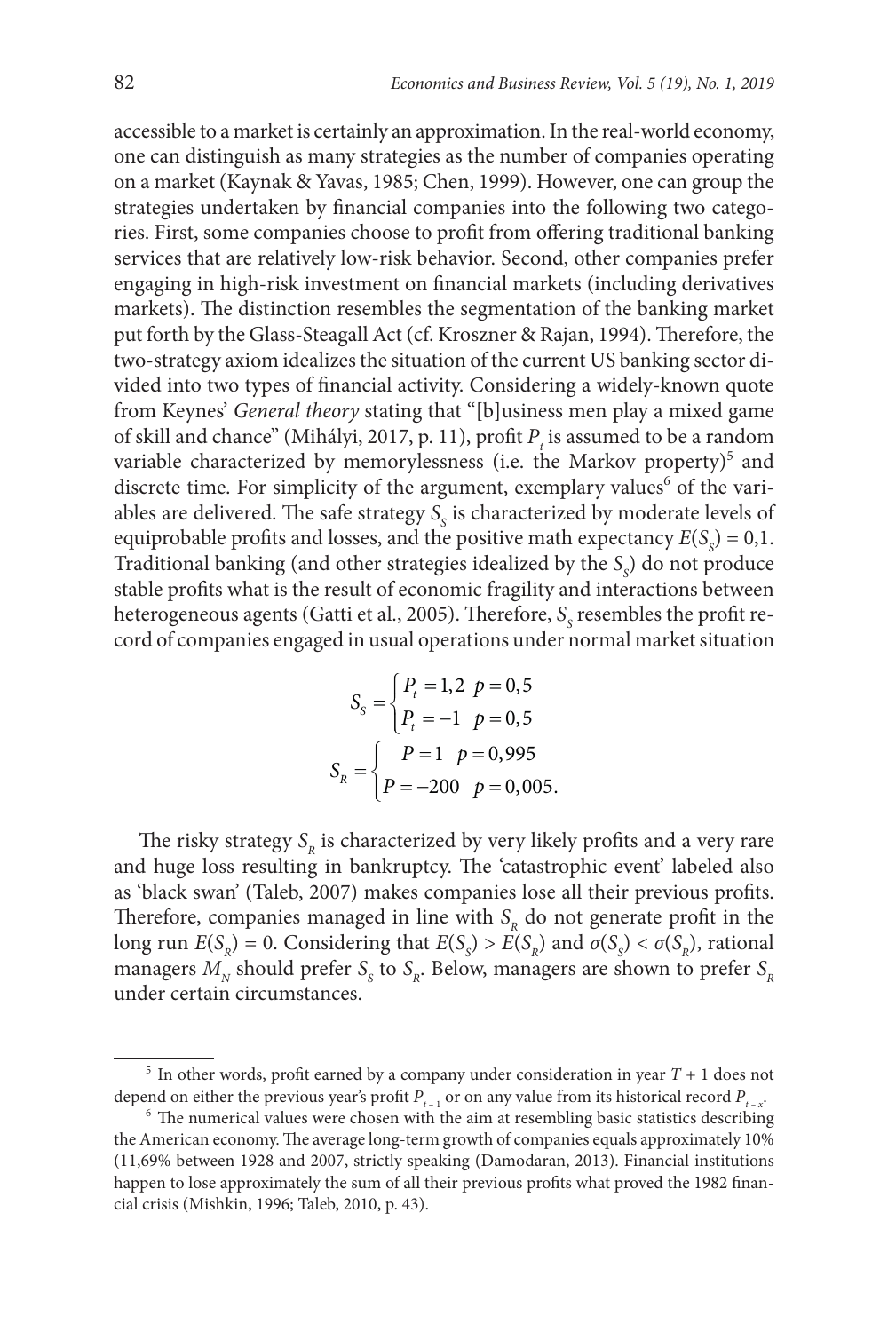accessible to a market is certainly an approximation. In the real-world economy, one can distinguish as many strategies as the number of companies operating on a market (Kaynak & Yavas, 1985; Chen, 1999). However, one can group the strategies undertaken by financial companies into the following two categories. First, some companies choose to profit from offering traditional banking services that are relatively low-risk behavior. Second, other companies prefer engaging in high-risk investment on financial markets (including derivatives markets). The distinction resembles the segmentation of the banking market put forth by the Glass-Steagall Act (cf. Kroszner & Rajan, 1994). Therefore, the two-strategy axiom idealizes the situation of the current US banking sector divided into two types of financial activity. Considering a widely-known quote from Keynes' *General theory* stating that "[b]usiness men play a mixed game of skill and chance" (Mihályi, 2017, p. 11), profit $P_t$ is assumed to be a random variable characterized by memorylessness (i.e. the Markov property)[5] and discrete time. For simplicity of the argument, exemplary values[6] of the variables are delivered. The safe strategy $S_S$ is characterized by moderate levels of equiprobable profits and losses, and the positive math expectancy $E(S_S) = 0{,}1$. Traditional banking (and other strategies idealized by the $S_S$) do not produce stable profits what is the result of economic fragility and interactions between heterogeneous agents (Gatti et al., 2005). Therefore, $S_S$ resembles the profit record of companies engaged in usual operations under normal market situation

$$S_S = \begin{cases} P_t = 1{,}2 & p = 0{,}5 \\ P_t = -1 & p = 0{,}5 \end{cases}$$

$$S_R = \begin{cases} P = 1 & p = 0{,}995 \\ P = -200 & p = 0{,}005. \end{cases}$$

The risky strategy $S_R$ is characterized by very likely profits and a very rare and huge loss resulting in bankruptcy. The 'catastrophic event' labeled also as 'black swan' (Taleb, 2007) makes companies lose all their previous profits. Therefore, companies managed in line with $S_R$ do not generate profit in the long run $E(S_R) = 0$. Considering that $E(S_S) > E(S_R)$ and $\sigma(S_S) < \sigma(S_R)$, rational managers $M_N$ should prefer $S_S$ to $S_R$. Below, managers are shown to prefer $S_R$ under certain circumstances.

---

[5] In other words, profit earned by a company under consideration in year $T + 1$ does not depend on either the previous year's profit $P_{t-1}$ or on any value from its historical record $P_{t-x}$.

[6] The numerical values were chosen with the aim at resembling basic statistics describing the American economy. The average long-term growth of companies equals approximately 10% (11,69% between 1928 and 2007, strictly speaking (Damodaran, 2013). Financial institutions happen to lose approximately the sum of all their previous profits what proved the 1982 financial crisis (Mishkin, 1996; Taleb, 2010, p. 43).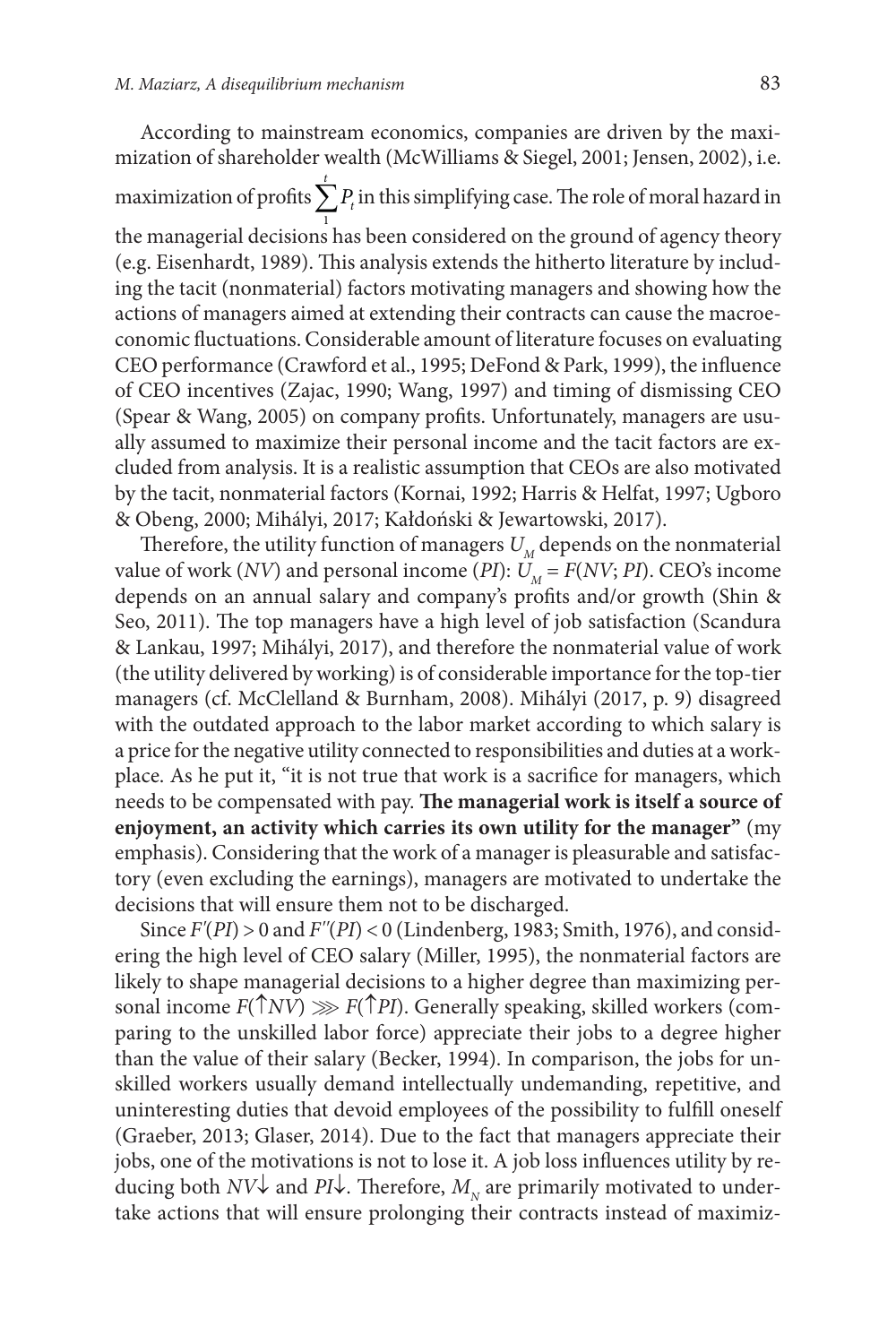According to mainstream economics, companies are driven by the maximization of shareholder wealth (McWilliams & Siegel, 2001; Jensen, 2002), i.e. maximization of profits $\sum_{1}^{t} P_t$ in this simplifying case. The role of moral hazard in the managerial decisions has been considered on the ground of agency theory (e.g. Eisenhardt, 1989). This analysis extends the hitherto literature by including the tacit (nonmaterial) factors motivating managers and showing how the actions of managers aimed at extending their contracts can cause the macroeconomic fluctuations. Considerable amount of literature focuses on evaluating CEO performance (Crawford et al., 1995; DeFond & Park, 1999), the influence of CEO incentives (Zajac, 1990; Wang, 1997) and timing of dismissing CEO (Spear & Wang, 2005) on company profits. Unfortunately, managers are usually assumed to maximize their personal income and the tacit factors are excluded from analysis. It is a realistic assumption that CEOs are also motivated by the tacit, nonmaterial factors (Kornai, 1992; Harris & Helfat, 1997; Ugboro & Obeng, 2000; Mihályi, 2017; Kałdoński & Jewartowski, 2017).

Therefore, the utility function of managers $U_M$ depends on the nonmaterial value of work (*NV*) and personal income (*PI*): $U_M = F(NV; PI)$. CEO's income depends on an annual salary and company's profits and/or growth (Shin & Seo, 2011). The top managers have a high level of job satisfaction (Scandura & Lankau, 1997; Mihályi, 2017), and therefore the nonmaterial value of work (the utility delivered by working) is of considerable importance for the top-tier managers (cf. McClelland & Burnham, 2008). Mihályi (2017, p. 9) disagreed with the outdated approach to the labor market according to which salary is a price for the negative utility connected to responsibilities and duties at a workplace. As he put it, "it is not true that work is a sacrifice for managers, which needs to be compensated with pay. **The managerial work is itself a source of enjoyment, an activity which carries its own utility for the manager"** (my emphasis). Considering that the work of a manager is pleasurable and satisfactory (even excluding the earnings), managers are motivated to undertake the decisions that will ensure them not to be discharged.

Since $F'(PI) > 0$ and $F''(PI) < 0$ (Lindenberg, 1983; Smith, 1976), and considering the high level of CEO salary (Miller, 1995), the nonmaterial factors are likely to shape managerial decisions to a higher degree than maximizing personal income $F(\uparrow NV) \ggg F(\uparrow PI)$. Generally speaking, skilled workers (comparing to the unskilled labor force) appreciate their jobs to a degree higher than the value of their salary (Becker, 1994). In comparison, the jobs for unskilled workers usually demand intellectually undemanding, repetitive, and uninteresting duties that devoid employees of the possibility to fulfill oneself (Graeber, 2013; Glaser, 2014). Due to the fact that managers appreciate their jobs, one of the motivations is not to lose it. A job loss influences utility by reducing both $NV\downarrow$ and $PI\downarrow$. Therefore, $M_N$ are primarily motivated to undertake actions that will ensure prolonging their contracts instead of maximiz-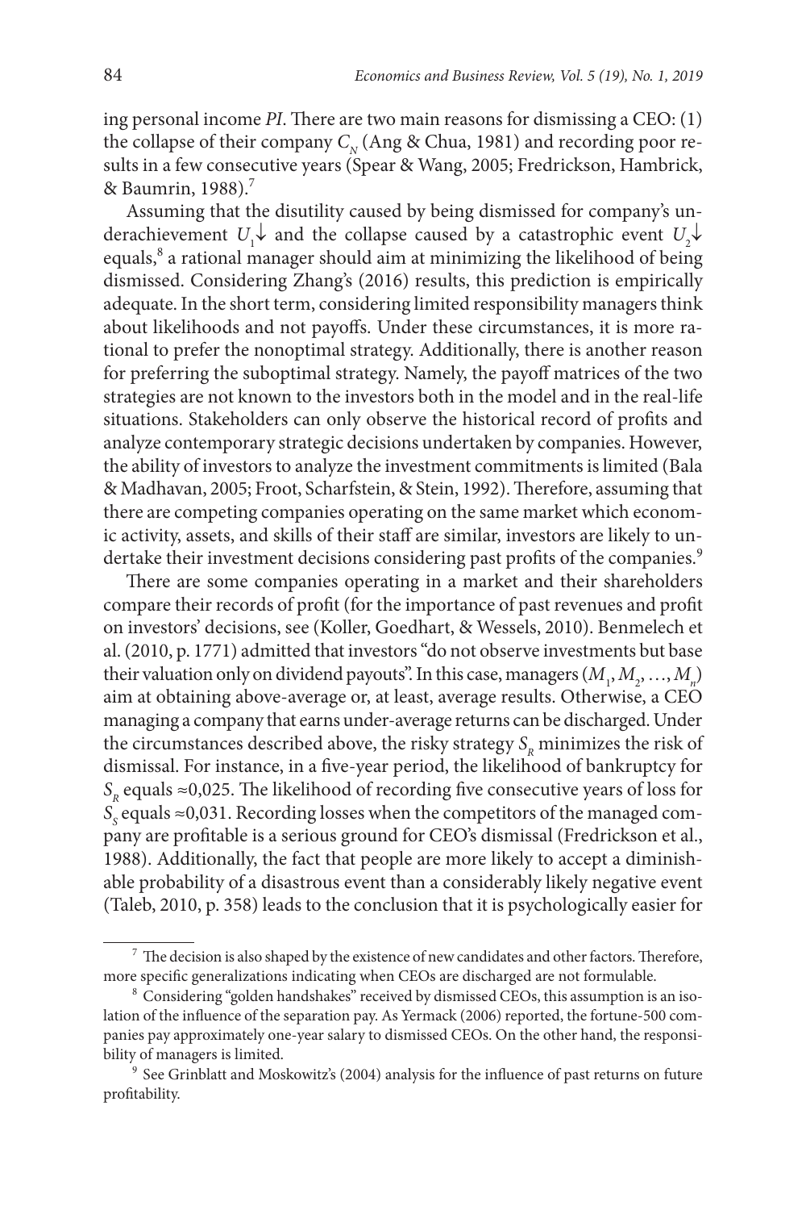ing personal income *PI*. There are two main reasons for dismissing a CEO: (1) the collapse of their company $C_N$ (Ang & Chua, 1981) and recording poor results in a few consecutive years (Spear & Wang, 2005; Fredrickson, Hambrick, & Baumrin, 1988).[7]

Assuming that the disutility caused by being dismissed for company's underachievement $U_1\downarrow$ and the collapse caused by a catastrophic event $U_2\downarrow$ equals,[8] a rational manager should aim at minimizing the likelihood of being dismissed. Considering Zhang's (2016) results, this prediction is empirically adequate. In the short term, considering limited responsibility managers think about likelihoods and not payoffs. Under these circumstances, it is more rational to prefer the nonoptimal strategy. Additionally, there is another reason for preferring the suboptimal strategy. Namely, the payoff matrices of the two strategies are not known to the investors both in the model and in the real-life situations. Stakeholders can only observe the historical record of profits and analyze contemporary strategic decisions undertaken by companies. However, the ability of investors to analyze the investment commitments is limited (Bala & Madhavan, 2005; Froot, Scharfstein, & Stein, 1992). Therefore, assuming that there are competing companies operating on the same market which economic activity, assets, and skills of their staff are similar, investors are likely to undertake their investment decisions considering past profits of the companies.[9]

There are some companies operating in a market and their shareholders compare their records of profit (for the importance of past revenues and profit on investors' decisions, see (Koller, Goedhart, & Wessels, 2010). Benmelech et al. (2010, p. 1771) admitted that investors "do not observe investments but base their valuation only on dividend payouts". In this case, managers ($M_1, M_2, \ldots, M_n$) aim at obtaining above-average or, at least, average results. Otherwise, a CEO managing a company that earns under-average returns can be discharged. Under the circumstances described above, the risky strategy $S_R$ minimizes the risk of dismissal. For instance, in a five-year period, the likelihood of bankruptcy for $S_R$ equals ≈0,025. The likelihood of recording five consecutive years of loss for $S_S$ equals ≈0,031. Recording losses when the competitors of the managed company are profitable is a serious ground for CEO's dismissal (Fredrickson et al., 1988). Additionally, the fact that people are more likely to accept a diminishable probability of a disastrous event than a considerably likely negative event (Taleb, 2010, p. 358) leads to the conclusion that it is psychologically easier for

---

[7] The decision is also shaped by the existence of new candidates and other factors. Therefore, more specific generalizations indicating when CEOs are discharged are not formulable.

[8] Considering "golden handshakes" received by dismissed CEOs, this assumption is an isolation of the influence of the separation pay. As Yermack (2006) reported, the fortune-500 companies pay approximately one-year salary to dismissed CEOs. On the other hand, the responsibility of managers is limited.

[9] See Grinblatt and Moskowitz's (2004) analysis for the influence of past returns on future profitability.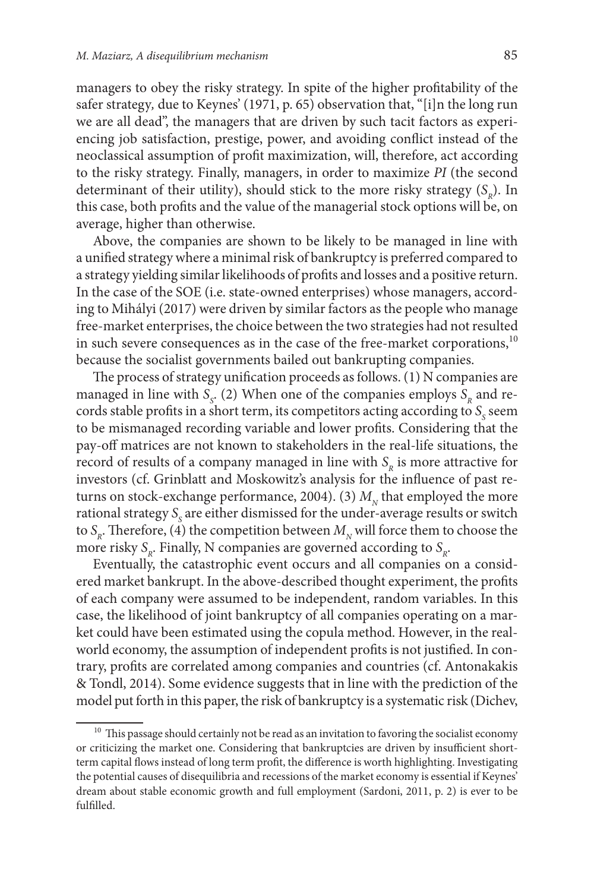managers to obey the risky strategy. In spite of the higher profitability of the safer strategy, due to Keynes' (1971, p. 65) observation that, "[i]n the long run we are all dead", the managers that are driven by such tacit factors as experiencing job satisfaction, prestige, power, and avoiding conflict instead of the neoclassical assumption of profit maximization, will, therefore, act according to the risky strategy. Finally, managers, in order to maximize *PI* (the second determinant of their utility), should stick to the more risky strategy ($S_R$). In this case, both profits and the value of the managerial stock options will be, on average, higher than otherwise.

Above, the companies are shown to be likely to be managed in line with a unified strategy where a minimal risk of bankruptcy is preferred compared to a strategy yielding similar likelihoods of profits and losses and a positive return. In the case of the SOE (i.e. state-owned enterprises) whose managers, according to Mihályi (2017) were driven by similar factors as the people who manage free-market enterprises, the choice between the two strategies had not resulted in such severe consequences as in the case of the free-market corporations,[10] because the socialist governments bailed out bankrupting companies.

The process of strategy unification proceeds as follows. (1) N companies are managed in line with $S_S$. (2) When one of the companies employs $S_R$ and records stable profits in a short term, its competitors acting according to $S_S$ seem to be mismanaged recording variable and lower profits. Considering that the pay-off matrices are not known to stakeholders in the real-life situations, the record of results of a company managed in line with $S_R$ is more attractive for investors (cf. Grinblatt and Moskowitz's analysis for the influence of past returns on stock-exchange performance, 2004). (3) $M_N$ that employed the more rational strategy $S_S$ are either dismissed for the under-average results or switch to $S_R$. Therefore, (4) the competition between $M_N$ will force them to choose the more risky $S_R$. Finally, N companies are governed according to $S_R$.

Eventually, the catastrophic event occurs and all companies on a considered market bankrupt. In the above-described thought experiment, the profits of each company were assumed to be independent, random variables. In this case, the likelihood of joint bankruptcy of all companies operating on a market could have been estimated using the copula method. However, in the real-world economy, the assumption of independent profits is not justified. In contrary, profits are correlated among companies and countries (cf. Antonakakis & Tondl, 2014). Some evidence suggests that in line with the prediction of the model put forth in this paper, the risk of bankruptcy is a systematic risk (Dichev,

---

[10] This passage should certainly not be read as an invitation to favoring the socialist economy or criticizing the market one. Considering that bankruptcies are driven by insufficient short-term capital flows instead of long term profit, the difference is worth highlighting. Investigating the potential causes of disequilibria and recessions of the market economy is essential if Keynes' dream about stable economic growth and full employment (Sardoni, 2011, p. 2) is ever to be fulfilled.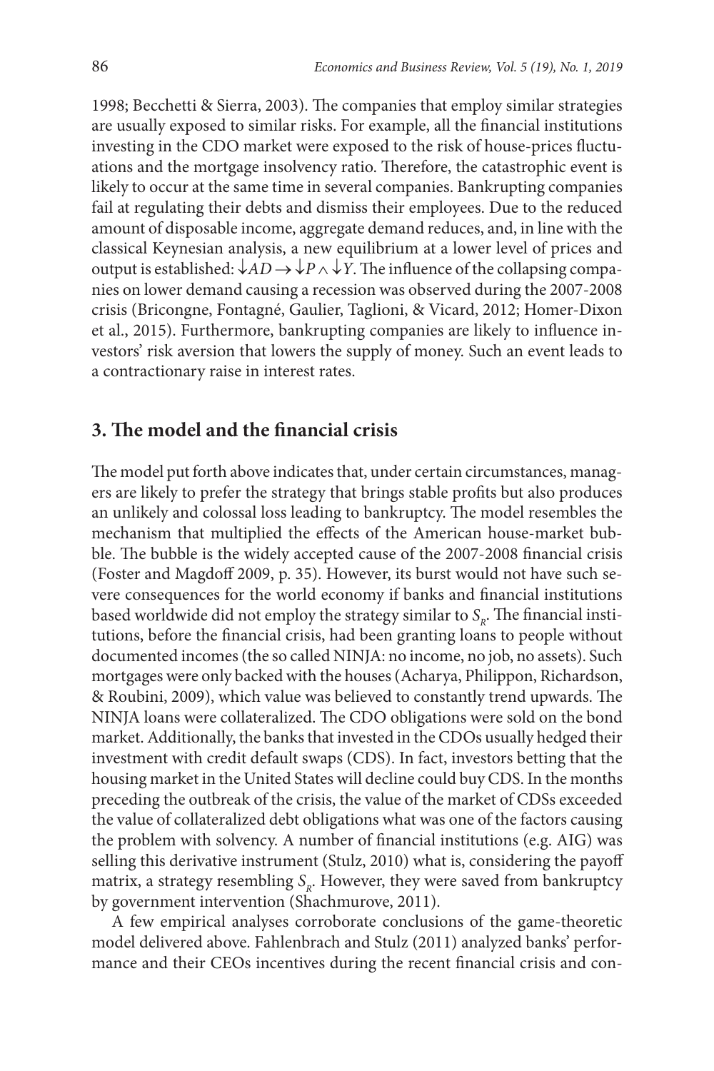1998; Becchetti & Sierra, 2003). The companies that employ similar strategies are usually exposed to similar risks. For example, all the financial institutions investing in the CDO market were exposed to the risk of house-prices fluctuations and the mortgage insolvency ratio. Therefore, the catastrophic event is likely to occur at the same time in several companies. Bankrupting companies fail at regulating their debts and dismiss their employees. Due to the reduced amount of disposable income, aggregate demand reduces, and, in line with the classical Keynesian analysis, a new equilibrium at a lower level of prices and output is established: $\downarrow AD \rightarrow \downarrow P \wedge \downarrow Y$. The influence of the collapsing companies on lower demand causing a recession was observed during the 2007-2008 crisis (Bricongne, Fontagné, Gaulier, Taglioni, & Vicard, 2012; Homer-Dixon et al., 2015). Furthermore, bankrupting companies are likely to influence investors' risk aversion that lowers the supply of money. Such an event leads to a contractionary raise in interest rates.

## 3. The model and the financial crisis

The model put forth above indicates that, under certain circumstances, managers are likely to prefer the strategy that brings stable profits but also produces an unlikely and colossal loss leading to bankruptcy. The model resembles the mechanism that multiplied the effects of the American house-market bubble. The bubble is the widely accepted cause of the 2007-2008 financial crisis (Foster and Magdoff 2009, p. 35). However, its burst would not have such severe consequences for the world economy if banks and financial institutions based worldwide did not employ the strategy similar to $S_R$. The financial institutions, before the financial crisis, had been granting loans to people without documented incomes (the so called NINJA: no income, no job, no assets). Such mortgages were only backed with the houses (Acharya, Philippon, Richardson, & Roubini, 2009), which value was believed to constantly trend upwards. The NINJA loans were collateralized. The CDO obligations were sold on the bond market. Additionally, the banks that invested in the CDOs usually hedged their investment with credit default swaps (CDS). In fact, investors betting that the housing market in the United States will decline could buy CDS. In the months preceding the outbreak of the crisis, the value of the market of CDSs exceeded the value of collateralized debt obligations what was one of the factors causing the problem with solvency. A number of financial institutions (e.g. AIG) was selling this derivative instrument (Stulz, 2010) what is, considering the payoff matrix, a strategy resembling $S_R$. However, they were saved from bankruptcy by government intervention (Shachmurove, 2011).

A few empirical analyses corroborate conclusions of the game-theoretic model delivered above. Fahlenbrach and Stulz (2011) analyzed banks' performance and their CEOs incentives during the recent financial crisis and con-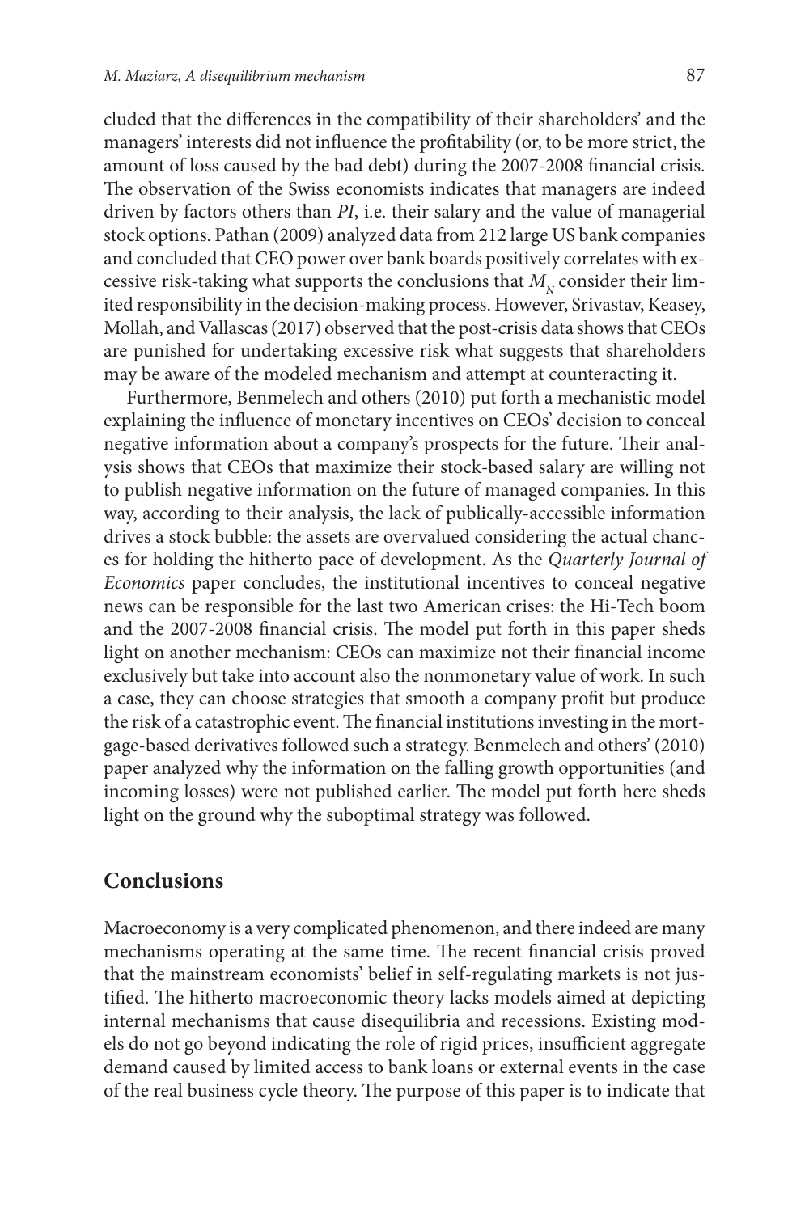cluded that the differences in the compatibility of their shareholders' and the managers' interests did not influence the profitability (or, to be more strict, the amount of loss caused by the bad debt) during the 2007-2008 financial crisis. The observation of the Swiss economists indicates that managers are indeed driven by factors others than *PI*, i.e. their salary and the value of managerial stock options. Pathan (2009) analyzed data from 212 large US bank companies and concluded that CEO power over bank boards positively correlates with excessive risk-taking what supports the conclusions that $M_N$ consider their limited responsibility in the decision-making process. However, Srivastav, Keasey, Mollah, and Vallascas (2017) observed that the post-crisis data shows that CEOs are punished for undertaking excessive risk what suggests that shareholders may be aware of the modeled mechanism and attempt at counteracting it.

Furthermore, Benmelech and others (2010) put forth a mechanistic model explaining the influence of monetary incentives on CEOs' decision to conceal negative information about a company's prospects for the future. Their analysis shows that CEOs that maximize their stock-based salary are willing not to publish negative information on the future of managed companies. In this way, according to their analysis, the lack of publically-accessible information drives a stock bubble: the assets are overvalued considering the actual chances for holding the hitherto pace of development. As the *Quarterly Journal of Economics* paper concludes, the institutional incentives to conceal negative news can be responsible for the last two American crises: the Hi-Tech boom and the 2007-2008 financial crisis. The model put forth in this paper sheds light on another mechanism: CEOs can maximize not their financial income exclusively but take into account also the nonmonetary value of work. In such a case, they can choose strategies that smooth a company profit but produce the risk of a catastrophic event. The financial institutions investing in the mortgage-based derivatives followed such a strategy. Benmelech and others' (2010) paper analyzed why the information on the falling growth opportunities (and incoming losses) were not published earlier. The model put forth here sheds light on the ground why the suboptimal strategy was followed.

## Conclusions

Macroeconomy is a very complicated phenomenon, and there indeed are many mechanisms operating at the same time. The recent financial crisis proved that the mainstream economists' belief in self-regulating markets is not justified. The hitherto macroeconomic theory lacks models aimed at depicting internal mechanisms that cause disequilibria and recessions. Existing models do not go beyond indicating the role of rigid prices, insufficient aggregate demand caused by limited access to bank loans or external events in the case of the real business cycle theory. The purpose of this paper is to indicate that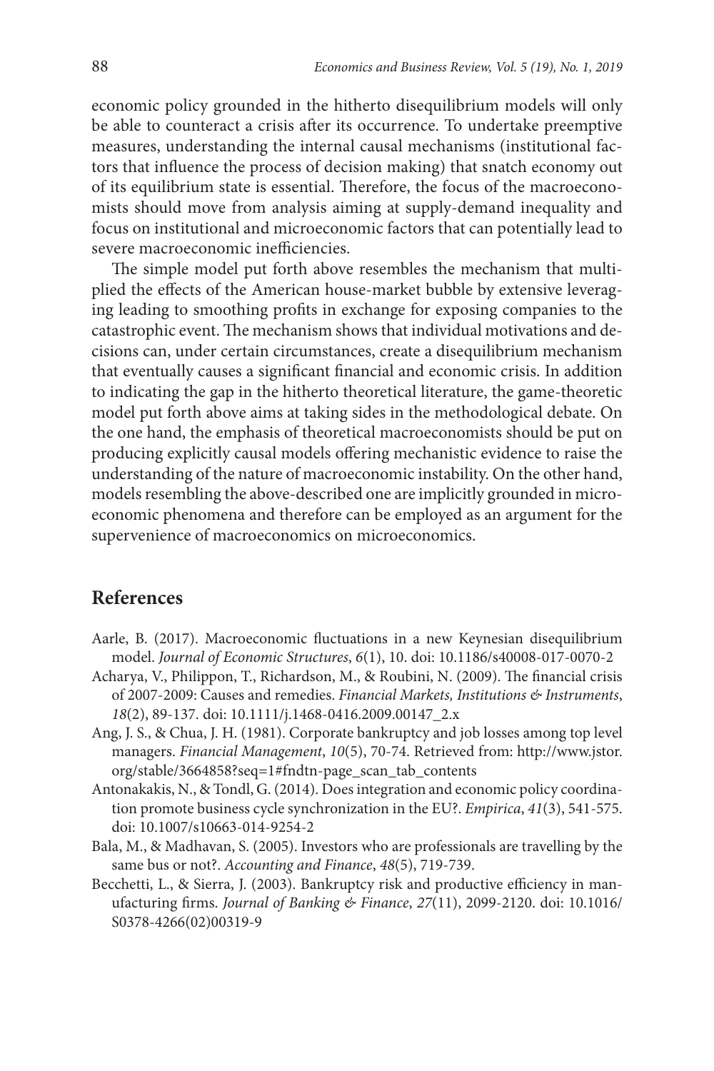economic policy grounded in the hitherto disequilibrium models will only be able to counteract a crisis after its occurrence. To undertake preemptive measures, understanding the internal causal mechanisms (institutional factors that influence the process of decision making) that snatch economy out of its equilibrium state is essential. Therefore, the focus of the macroeconomists should move from analysis aiming at supply-demand inequality and focus on institutional and microeconomic factors that can potentially lead to severe macroeconomic inefficiencies.

The simple model put forth above resembles the mechanism that multiplied the effects of the American house-market bubble by extensive leveraging leading to smoothing profits in exchange for exposing companies to the catastrophic event. The mechanism shows that individual motivations and decisions can, under certain circumstances, create a disequilibrium mechanism that eventually causes a significant financial and economic crisis. In addition to indicating the gap in the hitherto theoretical literature, the game-theoretic model put forth above aims at taking sides in the methodological debate. On the one hand, the emphasis of theoretical macroeconomists should be put on producing explicitly causal models offering mechanistic evidence to raise the understanding of the nature of macroeconomic instability. On the other hand, models resembling the above-described one are implicitly grounded in microeconomic phenomena and therefore can be employed as an argument for the supervenience of macroeconomics on microeconomics.

## References

Aarle, B. (2017). Macroeconomic fluctuations in a new Keynesian disequilibrium model. *Journal of Economic Structures*, *6*(1), 10. doi: 10.1186/s40008-017-0070-2

Acharya, V., Philippon, T., Richardson, M., & Roubini, N. (2009). The financial crisis of 2007-2009: Causes and remedies. *Financial Markets, Institutions & Instruments*, *18*(2), 89-137. doi: 10.1111/j.1468-0416.2009.00147_2.x

Ang, J. S., & Chua, J. H. (1981). Corporate bankruptcy and job losses among top level managers. *Financial Management*, *10*(5), 70-74. Retrieved from: http://www.jstor.org/stable/3664858?seq=1#fndtn-page_scan_tab_contents

Antonakakis, N., & Tondl, G. (2014). Does integration and economic policy coordination promote business cycle synchronization in the EU?. *Empirica*, *41*(3), 541-575. doi: 10.1007/s10663-014-9254-2

Bala, M., & Madhavan, S. (2005). Investors who are professionals are travelling by the same bus or not?. *Accounting and Finance*, *48*(5), 719-739.

Becchetti, L., & Sierra, J. (2003). Bankruptcy risk and productive efficiency in manufacturing firms. *Journal of Banking & Finance*, *27*(11), 2099-2120. doi: 10.1016/S0378-4266(02)00319-9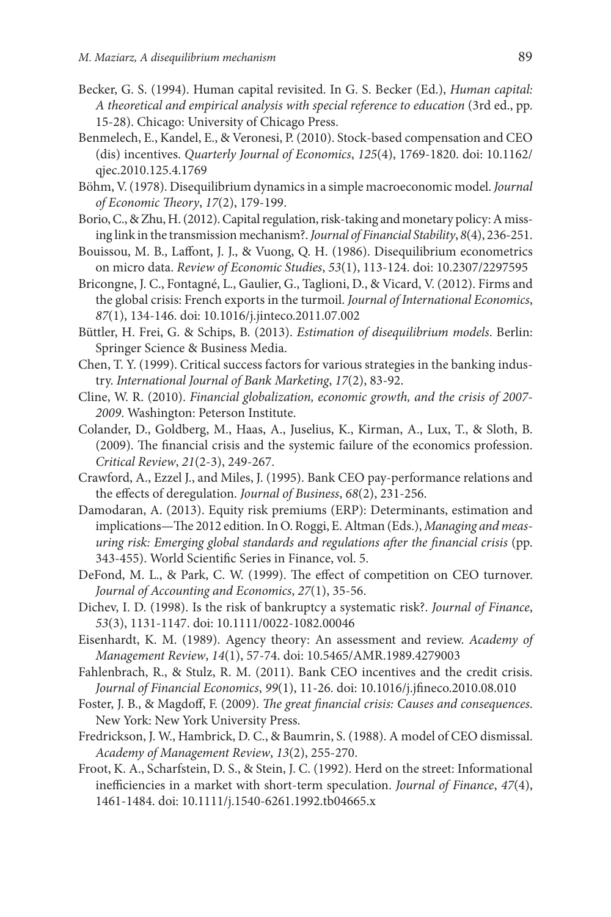Becker, G. S. (1994). Human capital revisited. In G. S. Becker (Ed.), *Human capital: A theoretical and empirical analysis with special reference to education* (3rd ed., pp. 15-28). Chicago: University of Chicago Press.

Benmelech, E., Kandel, E., & Veronesi, P. (2010). Stock-based compensation and CEO (dis) incentives. *Quarterly Journal of Economics*, *125*(4), 1769-1820. doi: 10.1162/qjec.2010.125.4.1769

Böhm, V. (1978). Disequilibrium dynamics in a simple macroeconomic model. *Journal of Economic Theory*, *17*(2), 179-199.

Borio, C., & Zhu, H. (2012). Capital regulation, risk-taking and monetary policy: A missing link in the transmission mechanism?. *Journal of Financial Stability*, *8*(4), 236-251.

Bouissou, M. B., Laffont, J. J., & Vuong, Q. H. (1986). Disequilibrium econometrics on micro data. *Review of Economic Studies*, *53*(1), 113-124. doi: 10.2307/2297595

Bricongne, J. C., Fontagné, L., Gaulier, G., Taglioni, D., & Vicard, V. (2012). Firms and the global crisis: French exports in the turmoil. *Journal of International Economics*, *87*(1), 134-146. doi: 10.1016/j.jinteco.2011.07.002

Büttler, H. Frei, G. & Schips, B. (2013). *Estimation of disequilibrium models*. Berlin: Springer Science & Business Media.

Chen, T. Y. (1999). Critical success factors for various strategies in the banking industry. *International Journal of Bank Marketing*, *17*(2), 83-92.

Cline, W. R. (2010). *Financial globalization, economic growth, and the crisis of 2007-2009*. Washington: Peterson Institute.

Colander, D., Goldberg, M., Haas, A., Juselius, K., Kirman, A., Lux, T., & Sloth, B. (2009). The financial crisis and the systemic failure of the economics profession. *Critical Review*, *21*(2-3), 249-267.

Crawford, A., Ezzel J., and Miles, J. (1995). Bank CEO pay-performance relations and the effects of deregulation. *Journal of Business*, *68*(2), 231-256.

Damodaran, A. (2013). Equity risk premiums (ERP): Determinants, estimation and implications—The 2012 edition. In O. Roggi, E. Altman (Eds.), *Managing and measuring risk: Emerging global standards and regulations after the financial crisis* (pp. 343-455). World Scientific Series in Finance, vol. 5.

DeFond, M. L., & Park, C. W. (1999). The effect of competition on CEO turnover. *Journal of Accounting and Economics*, *27*(1), 35-56.

Dichev, I. D. (1998). Is the risk of bankruptcy a systematic risk?. *Journal of Finance*, *53*(3), 1131-1147. doi: 10.1111/0022-1082.00046

Eisenhardt, K. M. (1989). Agency theory: An assessment and review. *Academy of Management Review*, *14*(1), 57-74. doi: 10.5465/AMR.1989.4279003

Fahlenbrach, R., & Stulz, R. M. (2011). Bank CEO incentives and the credit crisis. *Journal of Financial Economics*, *99*(1), 11-26. doi: 10.1016/j.jfineco.2010.08.010

Foster, J. B., & Magdoff, F. (2009). *The great financial crisis: Causes and consequences*. New York: New York University Press.

Fredrickson, J. W., Hambrick, D. C., & Baumrin, S. (1988). A model of CEO dismissal. *Academy of Management Review*, *13*(2), 255-270.

Froot, K. A., Scharfstein, D. S., & Stein, J. C. (1992). Herd on the street: Informational inefficiencies in a market with short-term speculation. *Journal of Finance*, *47*(4), 1461-1484. doi: 10.1111/j.1540-6261.1992.tb04665.x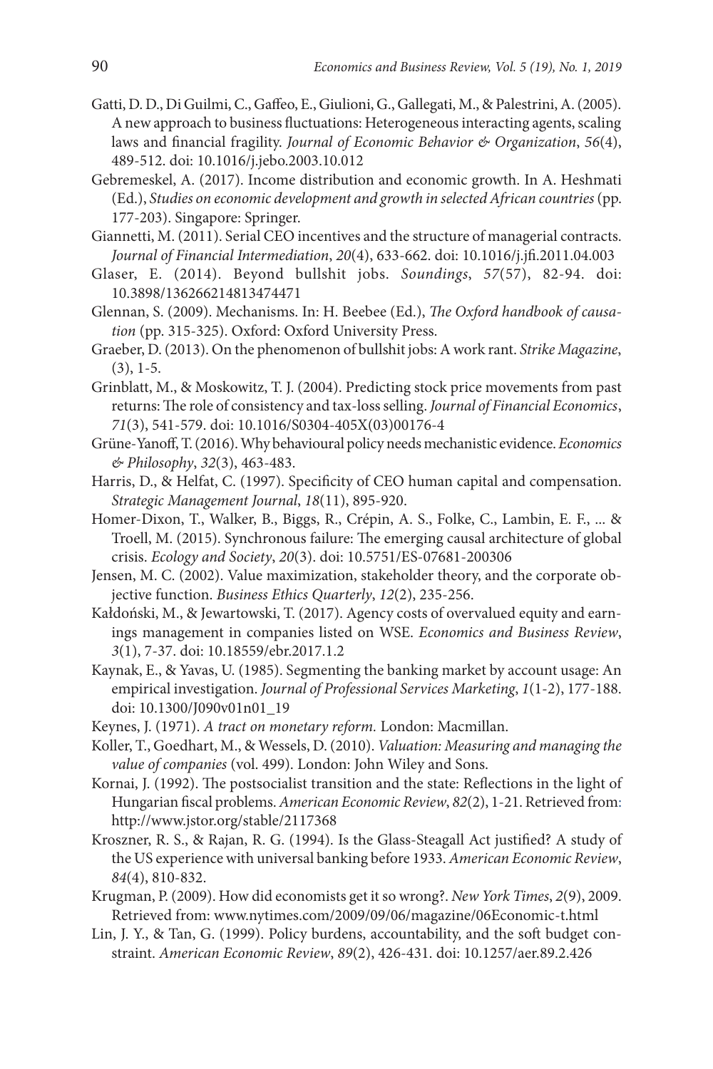Gatti, D. D., Di Guilmi, C., Gaffeo, E., Giulioni, G., Gallegati, M., & Palestrini, A. (2005). A new approach to business fluctuations: Heterogeneous interacting agents, scaling laws and financial fragility. *Journal of Economic Behavior & Organization*, *56*(4), 489-512. doi: 10.1016/j.jebo.2003.10.012

Gebremeskel, A. (2017). Income distribution and economic growth. In A. Heshmati (Ed.), *Studies on economic development and growth in selected African countries* (pp. 177-203). Singapore: Springer.

Giannetti, M. (2011). Serial CEO incentives and the structure of managerial contracts. *Journal of Financial Intermediation*, *20*(4), 633-662. doi: 10.1016/j.jfi.2011.04.003

Glaser, E. (2014). Beyond bullshit jobs. *Soundings*, *57*(57), 82-94. doi: 10.3898/136266214813474471

Glennan, S. (2009). Mechanisms. In: H. Beebee (Ed.), *The Oxford handbook of causation* (pp. 315-325). Oxford: Oxford University Press.

Graeber, D. (2013). On the phenomenon of bullshit jobs: A work rant. *Strike Magazine*, (3), 1-5.

Grinblatt, M., & Moskowitz, T. J. (2004). Predicting stock price movements from past returns: The role of consistency and tax-loss selling. *Journal of Financial Economics*, *71*(3), 541-579. doi: 10.1016/S0304-405X(03)00176-4

Grüne-Yanoff, T. (2016). Why behavioural policy needs mechanistic evidence. *Economics & Philosophy*, *32*(3), 463-483.

Harris, D., & Helfat, C. (1997). Specificity of CEO human capital and compensation. *Strategic Management Journal*, *18*(11), 895-920.

Homer-Dixon, T., Walker, B., Biggs, R., Crépin, A. S., Folke, C., Lambin, E. F., ... & Troell, M. (2015). Synchronous failure: The emerging causal architecture of global crisis. *Ecology and Society*, *20*(3). doi: 10.5751/ES-07681-200306

Jensen, M. C. (2002). Value maximization, stakeholder theory, and the corporate objective function. *Business Ethics Quarterly*, *12*(2), 235-256.

Kałdoński, M., & Jewartowski, T. (2017). Agency costs of overvalued equity and earnings management in companies listed on WSE. *Economics and Business Review*, *3*(1), 7-37. doi: 10.18559/ebr.2017.1.2

Kaynak, E., & Yavas, U. (1985). Segmenting the banking market by account usage: An empirical investigation. *Journal of Professional Services Marketing*, *1*(1-2), 177-188. doi: 10.1300/J090v01n01_19

Keynes, J. (1971). *A tract on monetary reform.* London: Macmillan.

Koller, T., Goedhart, M., & Wessels, D. (2010). *Valuation: Measuring and managing the value of companies* (vol. 499). London: John Wiley and Sons.

Kornai, J. (1992). The postsocialist transition and the state: Reflections in the light of Hungarian fiscal problems. *American Economic Review*, *82*(2), 1-21. Retrieved from: http://www.jstor.org/stable/2117368

Kroszner, R. S., & Rajan, R. G. (1994). Is the Glass-Steagall Act justified? A study of the US experience with universal banking before 1933. *American Economic Review*, *84*(4), 810-832.

Krugman, P. (2009). How did economists get it so wrong?. *New York Times*, *2*(9), 2009. Retrieved from: www.nytimes.com/2009/09/06/magazine/06Economic-t.html

Lin, J. Y., & Tan, G. (1999). Policy burdens, accountability, and the soft budget constraint. *American Economic Review*, *89*(2), 426-431. doi: 10.1257/aer.89.2.426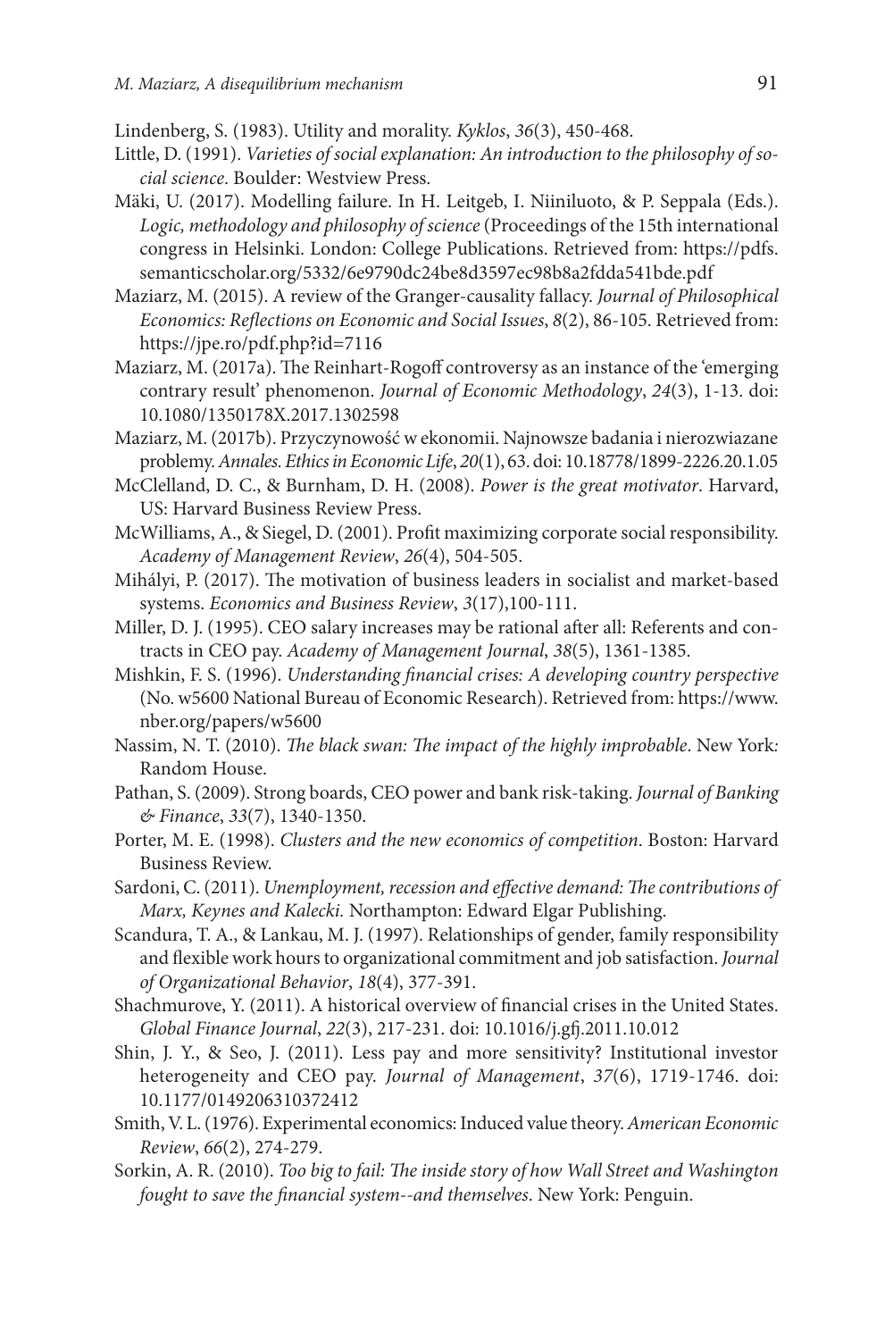Lindenberg, S. (1983). Utility and morality. *Kyklos*, *36*(3), 450-468.

Little, D. (1991). *Varieties of social explanation: An introduction to the philosophy of social science*. Boulder: Westview Press.

Mäki, U. (2017). Modelling failure. In H. Leitgeb, I. Niiniluoto, & P. Seppala (Eds.). *Logic, methodology and philosophy of science* (Proceedings of the 15th international congress in Helsinki. London: College Publications. Retrieved from: https://pdfs.semanticscholar.org/5332/6e9790dc24be8d3597ec98b8a2fdda541bde.pdf

Maziarz, M. (2015). A review of the Granger-causality fallacy. *Journal of Philosophical Economics: Reflections on Economic and Social Issues*, *8*(2), 86-105. Retrieved from: https://jpe.ro/pdf.php?id=7116

Maziarz, M. (2017a). The Reinhart-Rogoff controversy as an instance of the 'emerging contrary result' phenomenon. *Journal of Economic Methodology*, *24*(3), 1-13. doi: 10.1080/1350178X.2017.1302598

Maziarz, M. (2017b). Przyczynowość w ekonomii. Najnowsze badania i nierozwiazane problemy. *Annales. Ethics in Economic Life*, *20*(1), 63. doi: 10.18778/1899-2226.20.1.05

McClelland, D. C., & Burnham, D. H. (2008). *Power is the great motivator*. Harvard, US: Harvard Business Review Press.

McWilliams, A., & Siegel, D. (2001). Profit maximizing corporate social responsibility. *Academy of Management Review*, *26*(4), 504-505.

Mihályi, P. (2017). The motivation of business leaders in socialist and market-based systems. *Economics and Business Review*, *3*(17),100-111.

Miller, D. J. (1995). CEO salary increases may be rational after all: Referents and contracts in CEO pay. *Academy of Management Journal*, *38*(5), 1361-1385.

Mishkin, F. S. (1996). *Understanding financial crises: A developing country perspective* (No. w5600 National Bureau of Economic Research). Retrieved from: https://www.nber.org/papers/w5600

Nassim, N. T. (2010). *The black swan: The impact of the highly improbable*. New York: Random House.

Pathan, S. (2009). Strong boards, CEO power and bank risk-taking. *Journal of Banking & Finance*, *33*(7), 1340-1350.

Porter, M. E. (1998). *Clusters and the new economics of competition*. Boston: Harvard Business Review.

Sardoni, C. (2011). *Unemployment, recession and effective demand: The contributions of Marx, Keynes and Kalecki.* Northampton: Edward Elgar Publishing.

Scandura, T. A., & Lankau, M. J. (1997). Relationships of gender, family responsibility and flexible work hours to organizational commitment and job satisfaction. *Journal of Organizational Behavior*, *18*(4), 377-391.

Shachmurove, Y. (2011). A historical overview of financial crises in the United States. *Global Finance Journal*, *22*(3), 217-231. doi: 10.1016/j.gfj.2011.10.012

Shin, J. Y., & Seo, J. (2011). Less pay and more sensitivity? Institutional investor heterogeneity and CEO pay. *Journal of Management*, *37*(6), 1719-1746. doi: 10.1177/0149206310372412

Smith, V. L. (1976). Experimental economics: Induced value theory. *American Economic Review*, *66*(2), 274-279.

Sorkin, A. R. (2010). *Too big to fail: The inside story of how Wall Street and Washington fought to save the financial system--and themselves*. New York: Penguin.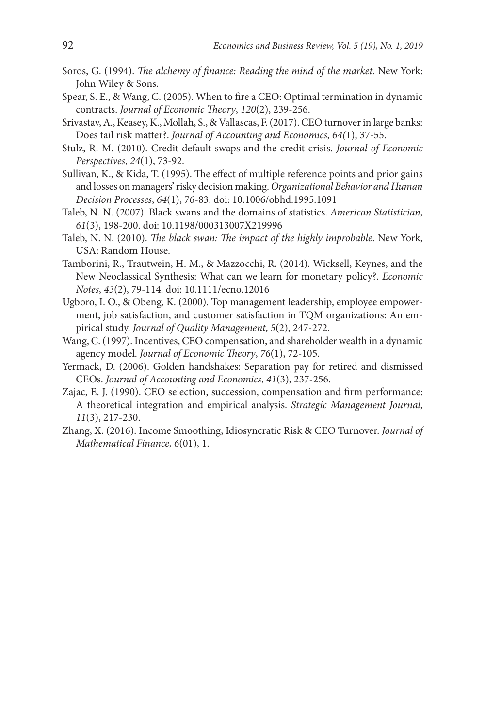Soros, G. (1994). *The alchemy of finance: Reading the mind of the market*. New York: John Wiley & Sons.

Spear, S. E., & Wang, C. (2005). When to fire a CEO: Optimal termination in dynamic contracts. *Journal of Economic Theory*, *120*(2), 239-256.

Srivastav, A., Keasey, K., Mollah, S., & Vallascas, F. (2017). CEO turnover in large banks: Does tail risk matter?. *Journal of Accounting and Economics*, *64(*1), 37-55.

Stulz, R. M. (2010). Credit default swaps and the credit crisis. *Journal of Economic Perspectives*, *24*(1), 73-92.

Sullivan, K., & Kida, T. (1995). The effect of multiple reference points and prior gains and losses on managers' risky decision making. *Organizational Behavior and Human Decision Processes*, *64*(1), 76-83. doi: 10.1006/obhd.1995.1091

Taleb, N. N. (2007). Black swans and the domains of statistics. *American Statistician*, *61*(3), 198-200. doi: 10.1198/000313007X219996

Taleb, N. N. (2010). *The black swan: The impact of the highly improbable*. New York, USA: Random House.

Tamborini, R., Trautwein, H. M., & Mazzocchi, R. (2014). Wicksell, Keynes, and the New Neoclassical Synthesis: What can we learn for monetary policy?. *Economic Notes*, *43*(2), 79-114. doi: 10.1111/ecno.12016

Ugboro, I. O., & Obeng, K. (2000). Top management leadership, employee empowerment, job satisfaction, and customer satisfaction in TQM organizations: An empirical study. *Journal of Quality Management*, *5*(2), 247-272.

Wang, C. (1997). Incentives, CEO compensation, and shareholder wealth in a dynamic agency model. *Journal of Economic Theory*, *76*(1), 72-105.

Yermack, D. (2006). Golden handshakes: Separation pay for retired and dismissed CEOs. *Journal of Accounting and Economics*, *41*(3), 237-256.

Zajac, E. J. (1990). CEO selection, succession, compensation and firm performance: A theoretical integration and empirical analysis. *Strategic Management Journal*, *11*(3), 217-230.

Zhang, X. (2016). Income Smoothing, Idiosyncratic Risk & CEO Turnover. *Journal of Mathematical Finance*, *6*(01), 1.